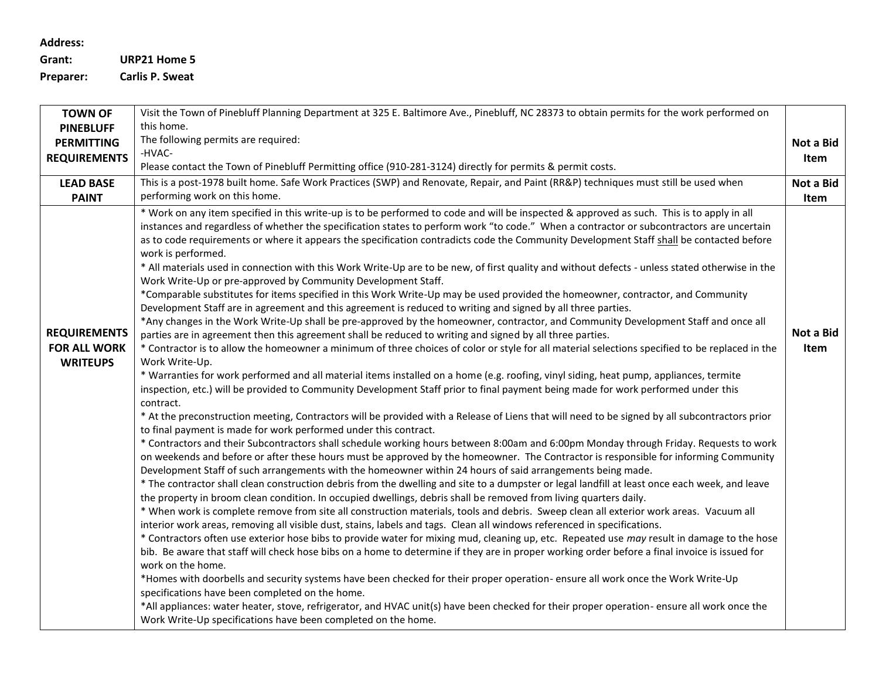**Address:**

**Grant:** **URP21 Home 5**

**Preparer:** **Carlis P. Sweat**

| | | |
|---|---|---|
| **TOWN OF PINEBLUFF PERMITTING REQUIREMENTS** | Visit the Town of Pinebluff Planning Department at 325 E. Baltimore Ave., Pinebluff, NC 28373 to obtain permits for the work performed on this home.<br>The following permits are required:<br>-HVAC-<br>Please contact the Town of Pinebluff Permitting office (910-281-3124) directly for permits & permit costs. | **Not a Bid Item** |
| **LEAD BASE PAINT** | This is a post-1978 built home. Safe Work Practices (SWP) and Renovate, Repair, and Paint (RR&P) techniques must still be used when performing work on this home. | **Not a Bid Item** |
| **REQUIREMENTS FOR ALL WORK WRITEUPS** | * Work on any item specified in this write-up is to be performed to code and will be inspected & approved as such. This is to apply in all instances and regardless of whether the specification states to perform work "to code." When a contractor or subcontractors are uncertain as to code requirements or where it appears the specification contradicts code the Community Development Staff <u>shall</u> be contacted before work is performed.<br>* All materials used in connection with this Work Write-Up are to be new, of first quality and without defects - unless stated otherwise in the Work Write-Up or pre-approved by Community Development Staff.<br>*Comparable substitutes for items specified in this Work Write-Up may be used provided the homeowner, contractor, and Community Development Staff are in agreement and this agreement is reduced to writing and signed by all three parties.<br>*Any changes in the Work Write-Up shall be pre-approved by the homeowner, contractor, and Community Development Staff and once all parties are in agreement then this agreement shall be reduced to writing and signed by all three parties.<br>* Contractor is to allow the homeowner a minimum of three choices of color or style for all material selections specified to be replaced in the Work Write-Up.<br>* Warranties for work performed and all material items installed on a home (e.g. roofing, vinyl siding, heat pump, appliances, termite inspection, etc.) will be provided to Community Development Staff prior to final payment being made for work performed under this contract.<br>* At the preconstruction meeting, Contractors will be provided with a Release of Liens that will need to be signed by all subcontractors prior to final payment is made for work performed under this contract.<br>* Contractors and their Subcontractors shall schedule working hours between 8:00am and 6:00pm Monday through Friday. Requests to work on weekends and before or after these hours must be approved by the homeowner. The Contractor is responsible for informing Community Development Staff of such arrangements with the homeowner within 24 hours of said arrangements being made.<br>* The contractor shall clean construction debris from the dwelling and site to a dumpster or legal landfill at least once each week, and leave the property in broom clean condition. In occupied dwellings, debris shall be removed from living quarters daily.<br>* When work is complete remove from site all construction materials, tools and debris. Sweep clean all exterior work areas. Vacuum all interior work areas, removing all visible dust, stains, labels and tags. Clean all windows referenced in specifications.<br>* Contractors often use exterior hose bibs to provide water for mixing mud, cleaning up, etc. Repeated use *may* result in damage to the hose bib. Be aware that staff will check hose bibs on a home to determine if they are in proper working order before a final invoice is issued for work on the home.<br>*Homes with doorbells and security systems have been checked for their proper operation- ensure all work once the Work Write-Up specifications have been completed on the home.<br>*All appliances: water heater, stove, refrigerator, and HVAC unit(s) have been checked for their proper operation- ensure all work once the Work Write-Up specifications have been completed on the home. | **Not a Bid Item** |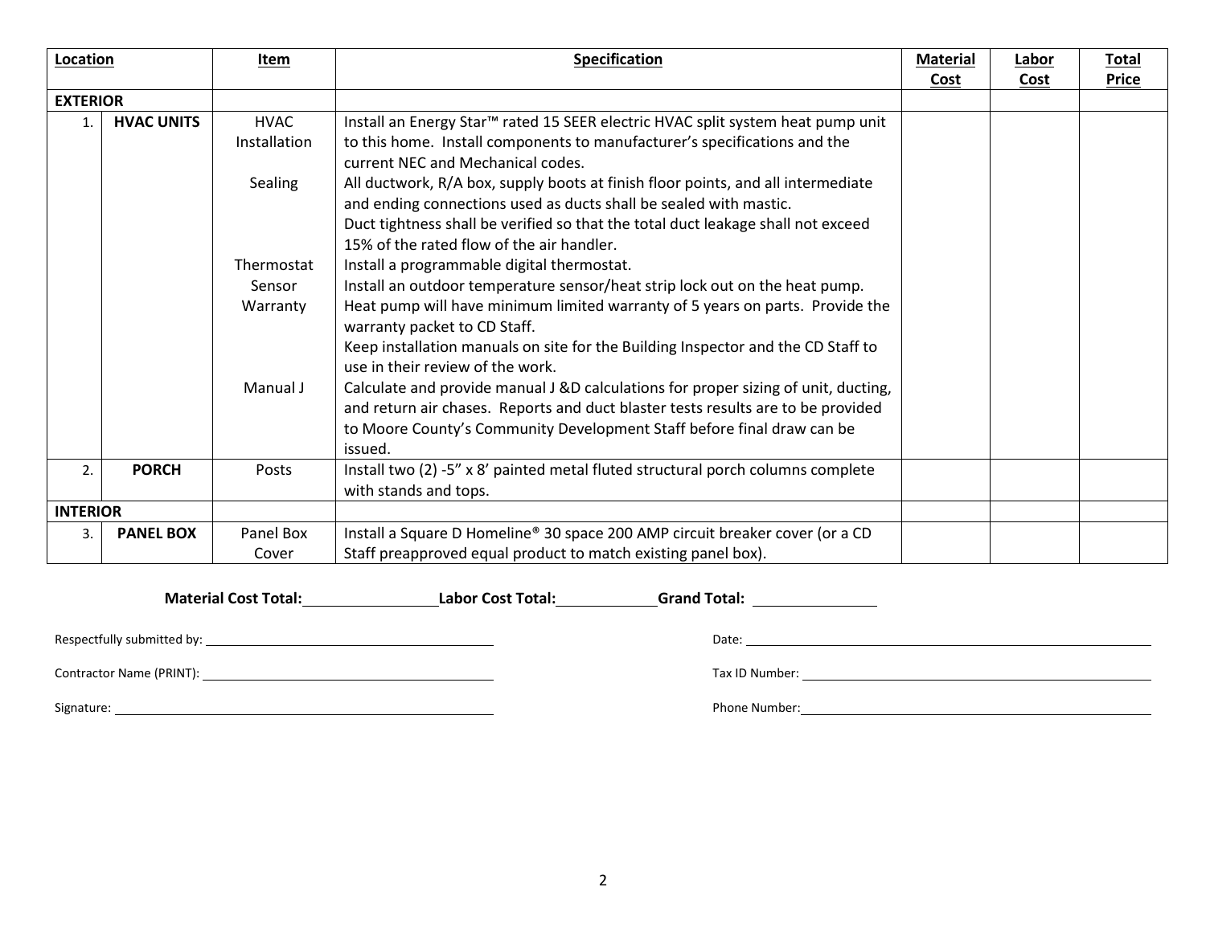| Location | | Item | Specification | Material Cost | Labor Cost | Total Price |
|---|---|---|---|---|---|---|
| **EXTERIOR** | | | | | | |
| 1. | **HVAC UNITS** | HVAC Installation | Install an Energy Star™ rated 15 SEER electric HVAC split system heat pump unit to this home. Install components to manufacturer's specifications and the current NEC and Mechanical codes. | | | |
| | | Sealing | All ductwork, R/A box, supply boots at finish floor points, and all intermediate and ending connections used as ducts shall be sealed with mastic. Duct tightness shall be verified so that the total duct leakage shall not exceed 15% of the rated flow of the air handler. | | | |
| | | Thermostat | Install a programmable digital thermostat. | | | |
| | | Sensor | Install an outdoor temperature sensor/heat strip lock out on the heat pump. | | | |
| | | Warranty | Heat pump will have minimum limited warranty of 5 years on parts. Provide the warranty packet to CD Staff. Keep installation manuals on site for the Building Inspector and the CD Staff to use in their review of the work. | | | |
| | | Manual J | Calculate and provide manual J &D calculations for proper sizing of unit, ducting, and return air chases. Reports and duct blaster tests results are to be provided to Moore County's Community Development Staff before final draw can be issued. | | | |
| 2. | **PORCH** | Posts | Install two (2) -5" x 8' painted metal fluted structural porch columns complete with stands and tops. | | | |
| **INTERIOR** | | | | | | |
| 3. | **PANEL BOX** | Panel Box Cover | Install a Square D Homeline® 30 space 200 AMP circuit breaker cover (or a CD Staff preapproved equal product to match existing panel box). | | | |

**Material Cost Total:** \_\_\_\_\_\_\_\_\_\_ **Labor Cost Total:** \_\_\_\_\_\_\_\_\_\_ **Grand Total:** \_\_\_\_\_\_\_\_\_\_

Respectfully submitted by: \_\_\_\_\_\_\_\_\_\_\_\_\_\_\_\_\_\_\_\_ Date: \_\_\_\_\_\_\_\_\_\_\_\_\_\_\_\_\_\_\_\_

Contractor Name (PRINT): \_\_\_\_\_\_\_\_\_\_\_\_\_\_\_\_\_\_\_\_ Tax ID Number: \_\_\_\_\_\_\_\_\_\_\_\_\_\_\_\_\_\_\_\_

Signature: \_\_\_\_\_\_\_\_\_\_\_\_\_\_\_\_\_\_\_\_ Phone Number: \_\_\_\_\_\_\_\_\_\_\_\_\_\_\_\_\_\_\_\_